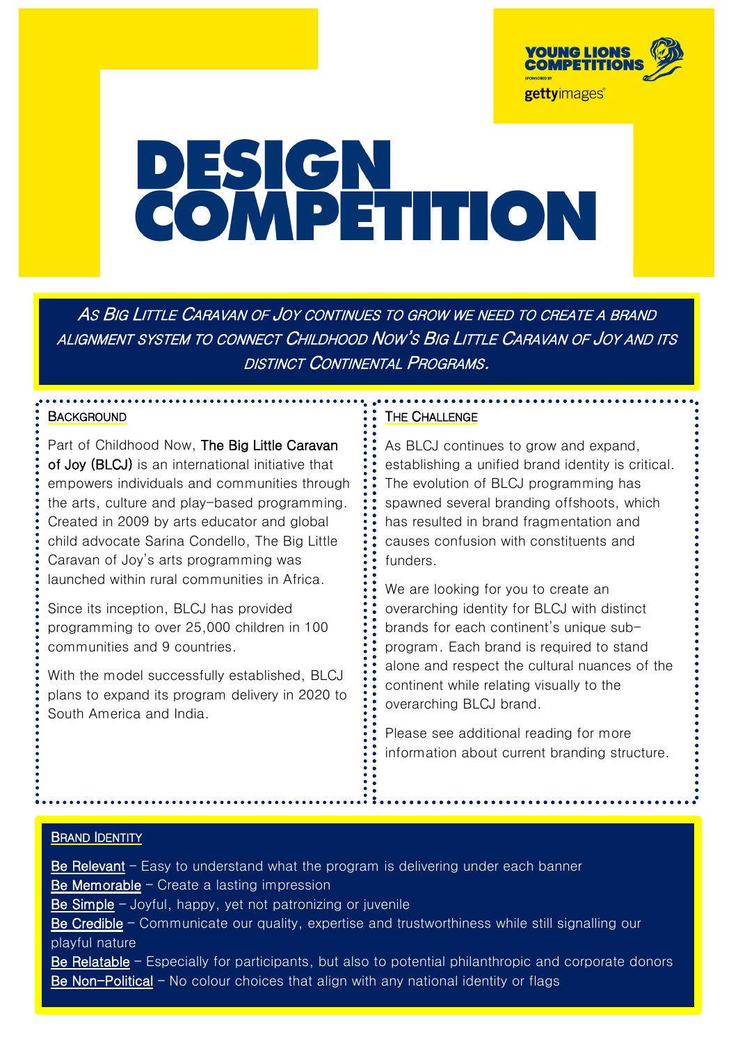YOUNG LIONS COMPETITIONS

SPONSORED BY gettyimages

# DESIGN COMPETITION

*As Big Little Caravan of Joy continues to grow we need to create a brand alignment system to connect Childhood Now's Big Little Caravan of Joy and its distinct Continental Programs.*

## Background

Part of Childhood Now, **The Big Little Caravan of Joy (BLCJ)** is an international initiative that empowers individuals and communities through the arts, culture and play-based programming. Created in 2009 by arts educator and global child advocate Sarina Condello, The Big Little Caravan of Joy's arts programming was launched within rural communities in Africa.

Since its inception, BLCJ has provided programming to over 25,000 children in 100 communities and 9 countries.

With the model successfully established, BLCJ plans to expand its program delivery in 2020 to South America and India.

## The Challenge

As BLCJ continues to grow and expand, establishing a unified brand identity is critical. The evolution of BLCJ programming has spawned several branding offshoots, which has resulted in brand fragmentation and causes confusion with constituents and funders.

We are looking for you to create an overarching identity for BLCJ with distinct brands for each continent's unique sub-program. Each brand is required to stand alone and respect the cultural nuances of the continent while relating visually to the overarching BLCJ brand.

Please see additional reading for more information about current branding structure.

## Brand Identity

**Be Relevant** – Easy to understand what the program is delivering under each banner
**Be Memorable** – Create a lasting impression
**Be Simple** – Joyful, happy, yet not patronizing or juvenile
**Be Credible** – Communicate our quality, expertise and trustworthiness while still signalling our playful nature
**Be Relatable** – Especially for participants, but also to potential philanthropic and corporate donors
**Be Non-Political** – No colour choices that align with any national identity or flags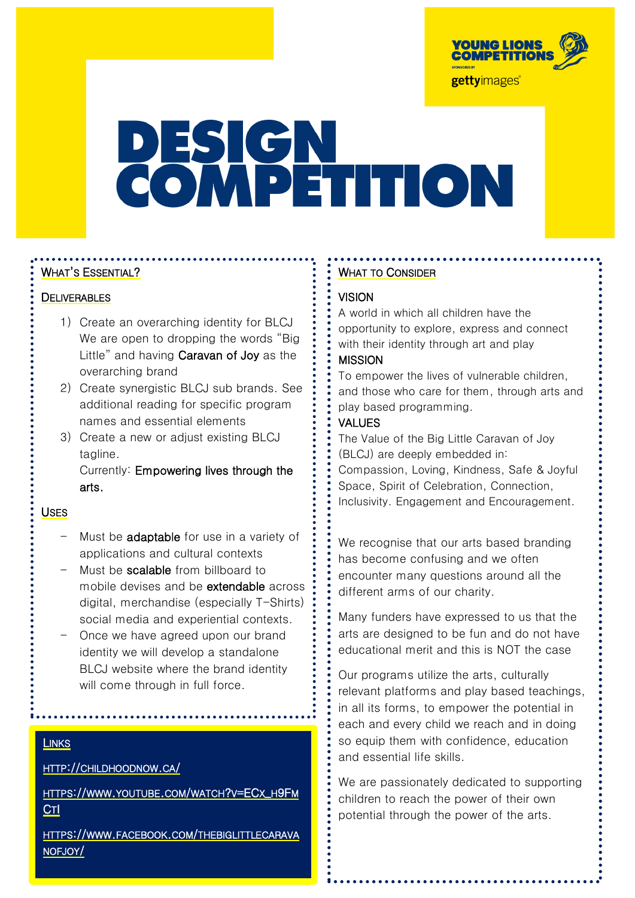# DESIGN COMPETITION

## What's Essential?

### Deliverables

1) Create an overarching identity for BLCJ We are open to dropping the words "Big Little" and having **Caravan of Joy** as the overarching brand
2) Create synergistic BLCJ sub brands. See additional reading for specific program names and essential elements
3) Create a new or adjust existing BLCJ tagline.
   Currently: **Empowering lives through the arts.**

### Uses

- Must be **adaptable** for use in a variety of applications and cultural contexts
- Must be **scalable** from billboard to mobile devises and be **extendable** across digital, merchandise (especially T-Shirts) social media and experiential contexts.
- Once we have agreed upon our brand identity we will develop a standalone BLCJ website where the brand identity will come through in full force.

## Links

HTTP://CHILDHOODNOW.CA/

HTTPS://WWW.YOUTUBE.COM/WATCH?V=ECX_H9FMCTI

HTTPS://WWW.FACEBOOK.COM/THEBIGLITTLECARAVANOFJOY/

## What to Consider

### VISION

A world in which all children have the opportunity to explore, express and connect with their identity through art and play

### MISSION

To empower the lives of vulnerable children, and those who care for them, through arts and play based programming.

### VALUES

The Value of the Big Little Caravan of Joy (BLCJ) are deeply embedded in: Compassion, Loving, Kindness, Safe & Joyful Space, Spirit of Celebration, Connection, Inclusivity. Engagement and Encouragement.

We recognise that our arts based branding has become confusing and we often encounter many questions around all the different arms of our charity.

Many funders have expressed to us that the arts are designed to be fun and do not have educational merit and this is NOT the case

Our programs utilize the arts, culturally relevant platforms and play based teachings, in all its forms, to empower the potential in each and every child we reach and in doing so equip them with confidence, education and essential life skills.

We are passionately dedicated to supporting children to reach the power of their own potential through the power of the arts.